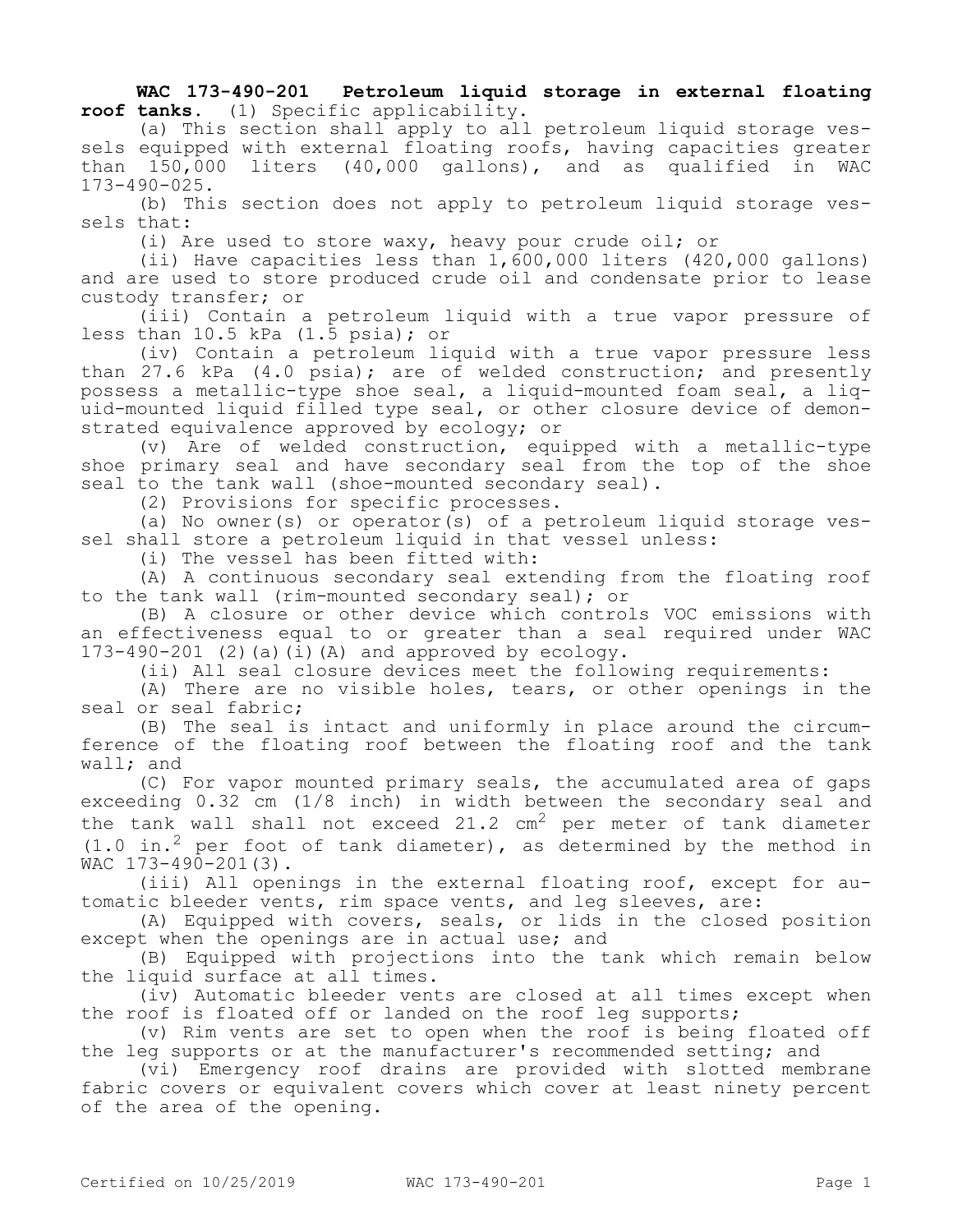**WAC 173-490-201 Petroleum liquid storage in external floating roof tanks.** (1) Specific applicability.

(a) This section shall apply to all petroleum liquid storage vessels equipped with external floating roofs, having capacities greater than 150,000 liters (40,000 gallons), and as qualified in WAC 173-490-025.

(b) This section does not apply to petroleum liquid storage vessels that:

(i) Are used to store waxy, heavy pour crude oil; or

(ii) Have capacities less than 1,600,000 liters (420,000 gallons) and are used to store produced crude oil and condensate prior to lease custody transfer; or

(iii) Contain a petroleum liquid with a true vapor pressure of less than 10.5 kPa (1.5 psia); or

(iv) Contain a petroleum liquid with a true vapor pressure less than 27.6 kPa (4.0 psia); are of welded construction; and presently possess a metallic-type shoe seal, a liquid-mounted foam seal, a liquid-mounted liquid filled type seal, or other closure device of demonstrated equivalence approved by ecology; or

(v) Are of welded construction, equipped with a metallic-type shoe primary seal and have secondary seal from the top of the shoe seal to the tank wall (shoe-mounted secondary seal).

(2) Provisions for specific processes.

(a) No owner(s) or operator(s) of a petroleum liquid storage vessel shall store a petroleum liquid in that vessel unless:

(i) The vessel has been fitted with:

(A) A continuous secondary seal extending from the floating roof to the tank wall (rim-mounted secondary seal); or

(B) A closure or other device which controls VOC emissions with an effectiveness equal to or greater than a seal required under WAC 173-490-201 (2)(a)(i)(A) and approved by ecology.

(ii) All seal closure devices meet the following requirements:

(A) There are no visible holes, tears, or other openings in the seal or seal fabric;

(B) The seal is intact and uniformly in place around the circumference of the floating roof between the floating roof and the tank wall; and

(C) For vapor mounted primary seals, the accumulated area of gaps exceeding 0.32 cm (1/8 inch) in width between the secondary seal and the tank wall shall not exceed 21.2 $cm^2$ per meter of tank diameter (1.0 $in.^2$ per foot of tank diameter), as determined by the method in WAC 173-490-201(3).

(iii) All openings in the external floating roof, except for automatic bleeder vents, rim space vents, and leg sleeves, are:

(A) Equipped with covers, seals, or lids in the closed position except when the openings are in actual use; and

(B) Equipped with projections into the tank which remain below the liquid surface at all times.

(iv) Automatic bleeder vents are closed at all times except when the roof is floated off or landed on the roof leg supports;

(v) Rim vents are set to open when the roof is being floated off the leg supports or at the manufacturer's recommended setting; and

(vi) Emergency roof drains are provided with slotted membrane fabric covers or equivalent covers which cover at least ninety percent of the area of the opening.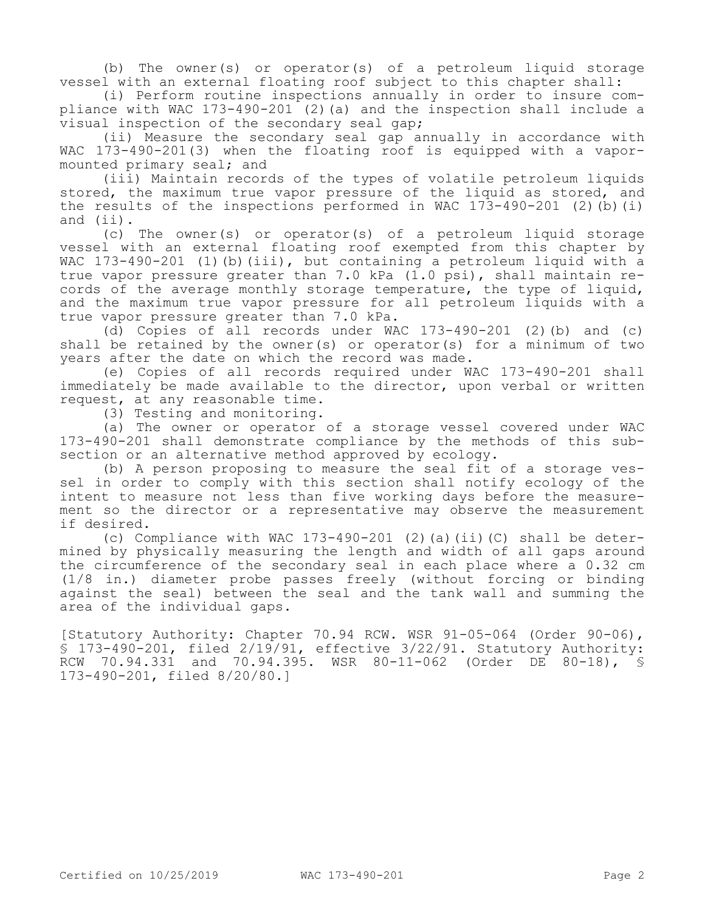(b) The owner(s) or operator(s) of a petroleum liquid storage vessel with an external floating roof subject to this chapter shall:

(i) Perform routine inspections annually in order to insure compliance with WAC 173-490-201 (2)(a) and the inspection shall include a visual inspection of the secondary seal gap;

(ii) Measure the secondary seal gap annually in accordance with WAC 173-490-201(3) when the floating roof is equipped with a vapor-mounted primary seal; and

(iii) Maintain records of the types of volatile petroleum liquids stored, the maximum true vapor pressure of the liquid as stored, and the results of the inspections performed in WAC 173-490-201 (2)(b)(i) and (ii).

(c) The owner(s) or operator(s) of a petroleum liquid storage vessel with an external floating roof exempted from this chapter by WAC 173-490-201 (1)(b)(iii), but containing a petroleum liquid with a true vapor pressure greater than 7.0 kPa (1.0 psi), shall maintain records of the average monthly storage temperature, the type of liquid, and the maximum true vapor pressure for all petroleum liquids with a true vapor pressure greater than 7.0 kPa.

(d) Copies of all records under WAC 173-490-201 (2)(b) and (c) shall be retained by the owner(s) or operator(s) for a minimum of two years after the date on which the record was made.

(e) Copies of all records required under WAC 173-490-201 shall immediately be made available to the director, upon verbal or written request, at any reasonable time.

(3) Testing and monitoring.

(a) The owner or operator of a storage vessel covered under WAC 173-490-201 shall demonstrate compliance by the methods of this subsection or an alternative method approved by ecology.

(b) A person proposing to measure the seal fit of a storage vessel in order to comply with this section shall notify ecology of the intent to measure not less than five working days before the measurement so the director or a representative may observe the measurement if desired.

(c) Compliance with WAC 173-490-201 (2)(a)(ii)(C) shall be determined by physically measuring the length and width of all gaps around the circumference of the secondary seal in each place where a 0.32 cm (1/8 in.) diameter probe passes freely (without forcing or binding against the seal) between the seal and the tank wall and summing the area of the individual gaps.

[Statutory Authority: Chapter 70.94 RCW. WSR 91-05-064 (Order 90-06), § 173-490-201, filed 2/19/91, effective 3/22/91. Statutory Authority: RCW 70.94.331 and 70.94.395. WSR 80-11-062 (Order DE 80-18), § 173-490-201, filed 8/20/80.]